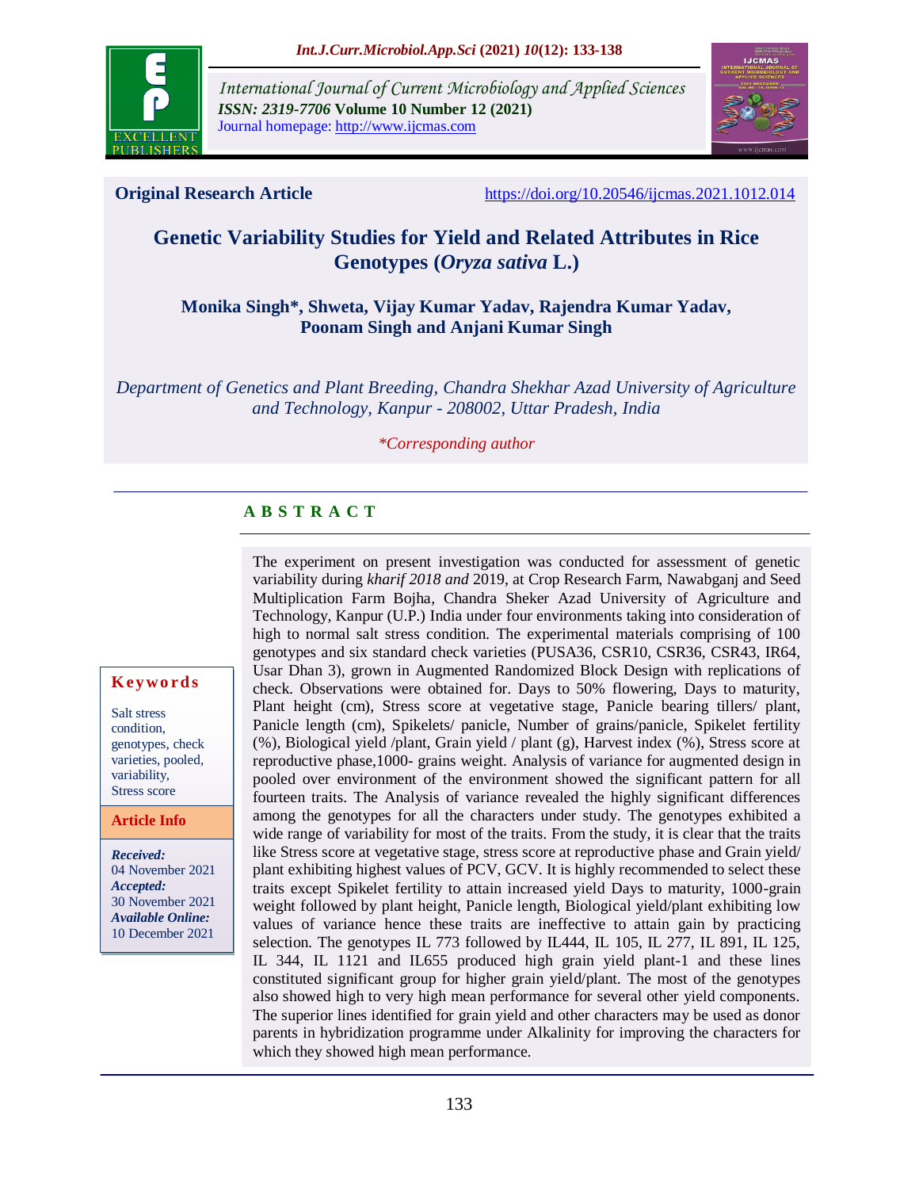*International Journal of Current Microbiology and Applied Sciences*
***ISSN: 2319-7706*** **Volume 10 Number 12 (2021)**
Journal homepage: http://www.ijcmas.com

**Original Research Article** https://doi.org/10.20546/ijcmas.2021.1012.014

# Genetic Variability Studies for Yield and Related Attributes in Rice Genotypes (*Oryza sativa* L.)

**Monika Singh\*, Shweta, Vijay Kumar Yadav, Rajendra Kumar Yadav, Poonam Singh and Anjani Kumar Singh**

*Department of Genetics and Plant Breeding, Chandra Shekhar Azad University of Agriculture and Technology, Kanpur - 208002, Uttar Pradesh, India*

*\*Corresponding author*

## A B S T R A C T

The experiment on present investigation was conducted for assessment of genetic variability during *kharif 2018 and* 2019, at Crop Research Farm, Nawabganj and Seed Multiplication Farm Bojha, Chandra Sheker Azad University of Agriculture and Technology, Kanpur (U.P.) India under four environments taking into consideration of high to normal salt stress condition. The experimental materials comprising of 100 genotypes and six standard check varieties (PUSA36, CSR10, CSR36, CSR43, IR64, Usar Dhan 3), grown in Augmented Randomized Block Design with replications of check. Observations were obtained for. Days to 50% flowering, Days to maturity, Plant height (cm), Stress score at vegetative stage, Panicle bearing tillers/ plant, Panicle length (cm), Spikelets/ panicle, Number of grains/panicle, Spikelet fertility (%), Biological yield /plant, Grain yield / plant (g), Harvest index (%), Stress score at reproductive phase,1000- grains weight. Analysis of variance for augmented design in pooled over environment of the environment showed the significant pattern for all fourteen traits. The Analysis of variance revealed the highly significant differences among the genotypes for all the characters under study. The genotypes exhibited a wide range of variability for most of the traits. From the study, it is clear that the traits like Stress score at vegetative stage, stress score at reproductive phase and Grain yield/ plant exhibiting highest values of PCV, GCV. It is highly recommended to select these traits except Spikelet fertility to attain increased yield Days to maturity, 1000-grain weight followed by plant height, Panicle length, Biological yield/plant exhibiting low values of variance hence these traits are ineffective to attain gain by practicing selection. The genotypes IL 773 followed by IL444, IL 105, IL 277, IL 891, IL 125, IL 344, IL 1121 and IL655 produced high grain yield plant-1 and these lines constituted significant group for higher grain yield/plant. The most of the genotypes also showed high to very high mean performance for several other yield components. The superior lines identified for grain yield and other characters may be used as donor parents in hybridization programme under Alkalinity for improving the characters for which they showed high mean performance.

**Keywords**

Salt stress condition, genotypes, check varieties, pooled, variability, Stress score

**Article Info**

***Received:*** 04 November 2021
***Accepted:*** 30 November 2021
***Available Online:*** 10 December 2021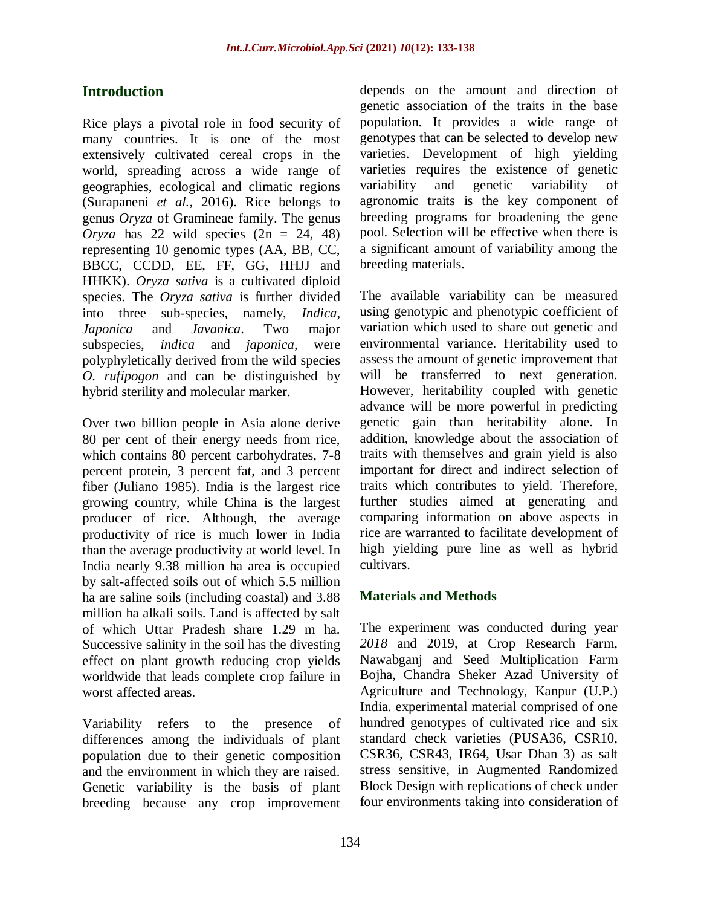## Introduction

Rice plays a pivotal role in food security of many countries. It is one of the most extensively cultivated cereal crops in the world, spreading across a wide range of geographies, ecological and climatic regions (Surapaneni *et al.,* 2016). Rice belongs to genus *Oryza* of Gramineae family. The genus *Oryza* has 22 wild species (2n = 24, 48) representing 10 genomic types (AA, BB, CC, BBCC, CCDD, EE, FF, GG, HHJJ and HHKK). *Oryza sativa* is a cultivated diploid species. The *Oryza sativa* is further divided into three sub-species, namely, *Indica*, *Japonica* and *Javanica*. Two major subspecies, *indica* and *japonica*, were polyphyletically derived from the wild species *O. rufipogon* and can be distinguished by hybrid sterility and molecular marker.

Over two billion people in Asia alone derive 80 per cent of their energy needs from rice, which contains 80 percent carbohydrates, 7-8 percent protein, 3 percent fat, and 3 percent fiber (Juliano 1985). India is the largest rice growing country, while China is the largest producer of rice. Although, the average productivity of rice is much lower in India than the average productivity at world level. In India nearly 9.38 million ha area is occupied by salt-affected soils out of which 5.5 million ha are saline soils (including coastal) and 3.88 million ha alkali soils. Land is affected by salt of which Uttar Pradesh share 1.29 m ha. Successive salinity in the soil has the divesting effect on plant growth reducing crop yields worldwide that leads complete crop failure in worst affected areas.

Variability refers to the presence of differences among the individuals of plant population due to their genetic composition and the environment in which they are raised. Genetic variability is the basis of plant breeding because any crop improvement depends on the amount and direction of genetic association of the traits in the base population. It provides a wide range of genotypes that can be selected to develop new varieties. Development of high yielding varieties requires the existence of genetic variability and genetic variability of agronomic traits is the key component of breeding programs for broadening the gene pool. Selection will be effective when there is a significant amount of variability among the breeding materials.

The available variability can be measured using genotypic and phenotypic coefficient of variation which used to share out genetic and environmental variance. Heritability used to assess the amount of genetic improvement that will be transferred to next generation. However, heritability coupled with genetic advance will be more powerful in predicting genetic gain than heritability alone. In addition, knowledge about the association of traits with themselves and grain yield is also important for direct and indirect selection of traits which contributes to yield. Therefore, further studies aimed at generating and comparing information on above aspects in rice are warranted to facilitate development of high yielding pure line as well as hybrid cultivars.

## Materials and Methods

The experiment was conducted during year *2018* and 2019, at Crop Research Farm, Nawabganj and Seed Multiplication Farm Bojha, Chandra Sheker Azad University of Agriculture and Technology, Kanpur (U.P.) India. experimental material comprised of one hundred genotypes of cultivated rice and six standard check varieties (PUSA36, CSR10, CSR36, CSR43, IR64, Usar Dhan 3) as salt stress sensitive, in Augmented Randomized Block Design with replications of check under four environments taking into consideration of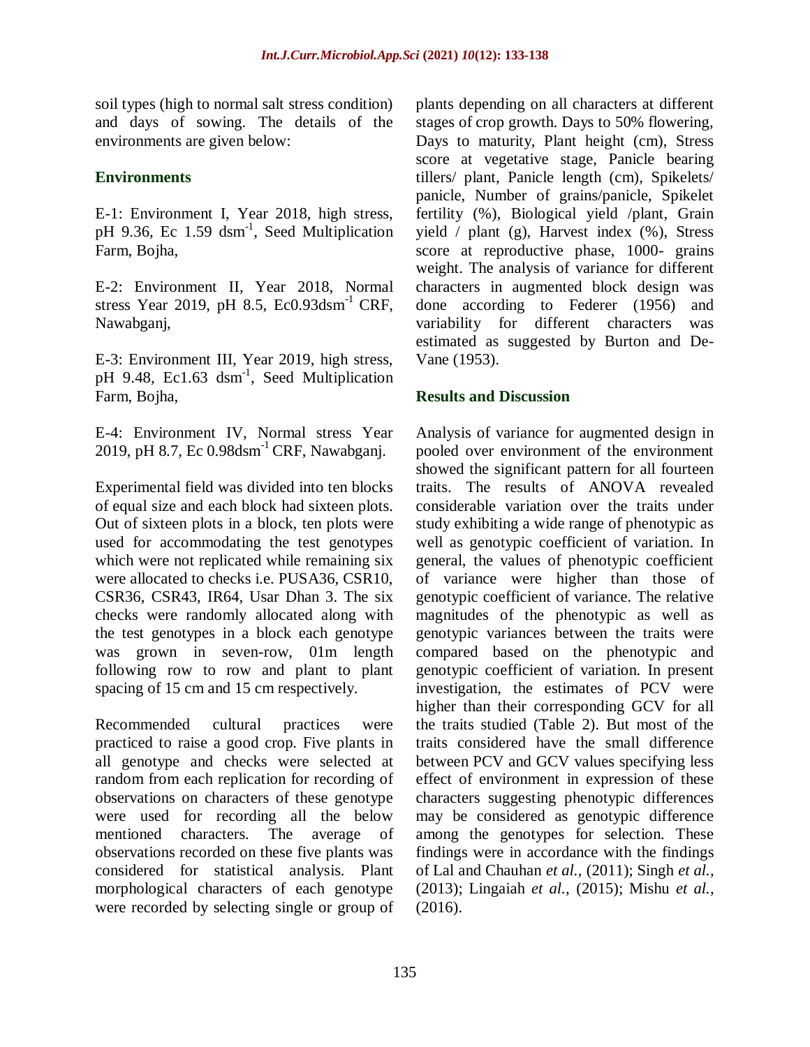soil types (high to normal salt stress condition) and days of sowing. The details of the environments are given below:

### Environments

E-1: Environment I, Year 2018, high stress, pH 9.36, Ec 1.59 $dsm^{-1}$, Seed Multiplication Farm, Bojha,

E-2: Environment II, Year 2018, Normal stress Year 2019, pH 8.5, Ec0.93$dsm^{-1}$ CRF, Nawabganj,

E-3: Environment III, Year 2019, high stress, pH 9.48, Ec1.63 $dsm^{-1}$, Seed Multiplication Farm, Bojha,

E-4: Environment IV, Normal stress Year 2019, pH 8.7, Ec 0.98$dsm^{-1}$ CRF, Nawabganj.

Experimental field was divided into ten blocks of equal size and each block had sixteen plots. Out of sixteen plots in a block, ten plots were used for accommodating the test genotypes which were not replicated while remaining six were allocated to checks i.e. PUSA36, CSR10, CSR36, CSR43, IR64, Usar Dhan 3. The six checks were randomly allocated along with the test genotypes in a block each genotype was grown in seven-row, 01m length following row to row and plant to plant spacing of 15 cm and 15 cm respectively.

Recommended cultural practices were practiced to raise a good crop. Five plants in all genotype and checks were selected at random from each replication for recording of observations on characters of these genotype were used for recording all the below mentioned characters. The average of observations recorded on these five plants was considered for statistical analysis. Plant morphological characters of each genotype were recorded by selecting single or group of plants depending on all characters at different stages of crop growth. Days to 50% flowering, Days to maturity, Plant height (cm), Stress score at vegetative stage, Panicle bearing tillers/ plant, Panicle length (cm), Spikelets/ panicle, Number of grains/panicle, Spikelet fertility (%), Biological yield /plant, Grain yield / plant (g), Harvest index (%), Stress score at reproductive phase, 1000- grains weight. The analysis of variance for different characters in augmented block design was done according to Federer (1956) and variability for different characters was estimated as suggested by Burton and De-Vane (1953).

## Results and Discussion

Analysis of variance for augmented design in pooled over environment of the environment showed the significant pattern for all fourteen traits. The results of ANOVA revealed considerable variation over the traits under study exhibiting a wide range of phenotypic as well as genotypic coefficient of variation. In general, the values of phenotypic coefficient of variance were higher than those of genotypic coefficient of variance. The relative magnitudes of the phenotypic as well as genotypic variances between the traits were compared based on the phenotypic and genotypic coefficient of variation. In present investigation, the estimates of PCV were higher than their corresponding GCV for all the traits studied (Table 2). But most of the traits considered have the small difference between PCV and GCV values specifying less effect of environment in expression of these characters suggesting phenotypic differences may be considered as genotypic difference among the genotypes for selection. These findings were in accordance with the findings of Lal and Chauhan *et al.,* (2011); Singh *et al.,* (2013); Lingaiah *et al.,* (2015); Mishu *et al.,* (2016).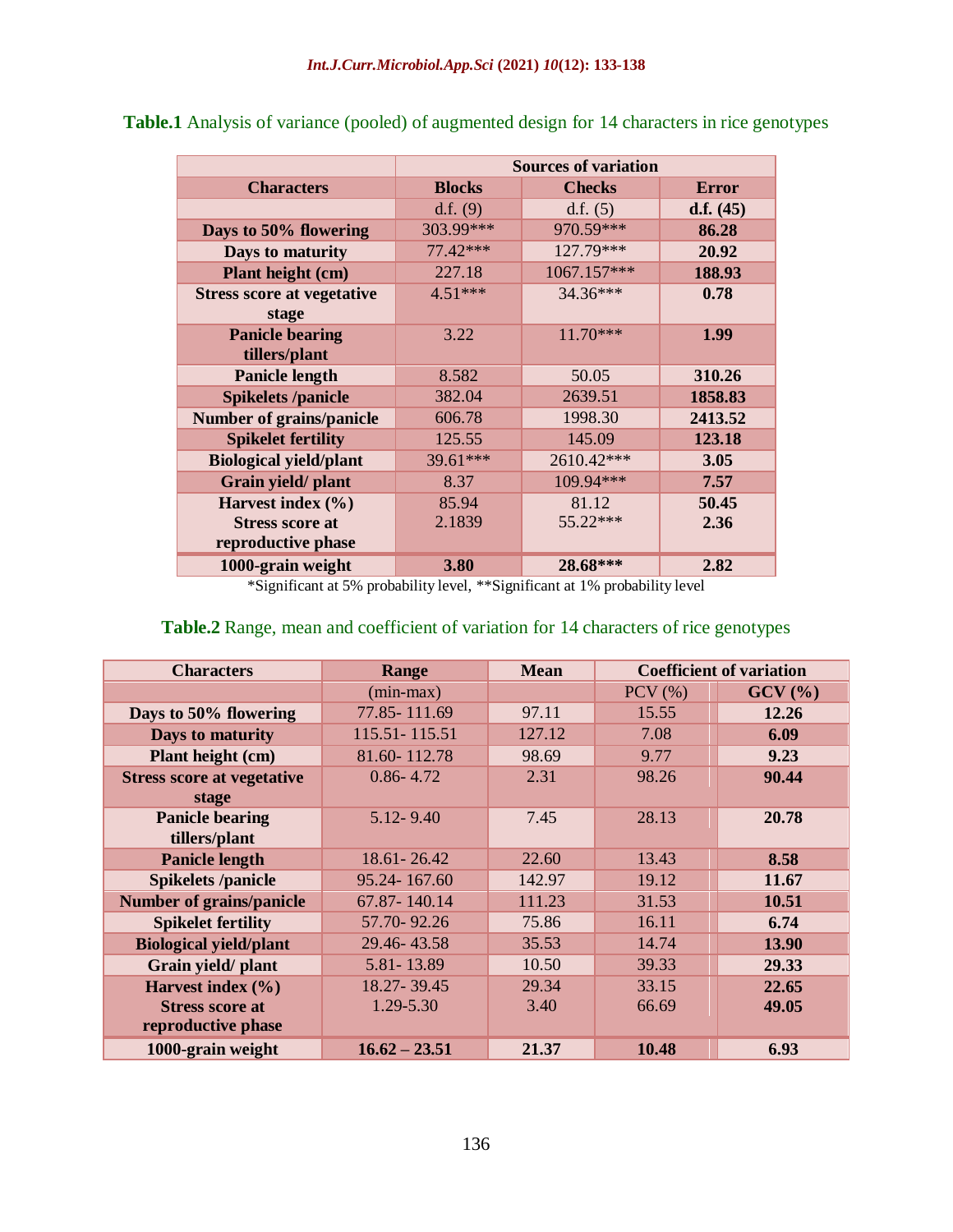**Table.1** Analysis of variance (pooled) of augmented design for 14 characters in rice genotypes

| Characters | Sources of variation | | |
|---|---|---|---|
| | Blocks | Checks | Error |
| | d.f. (9) | d.f. (5) | d.f. (45) |
| Days to 50% flowering | 303.99*** | 970.59*** | 86.28 |
| Days to maturity | 77.42*** | 127.79*** | 20.92 |
| Plant height (cm) | 227.18 | 1067.157*** | 188.93 |
| Stress score at vegetative stage | 4.51*** | 34.36*** | 0.78 |
| Panicle bearing tillers/plant | 3.22 | 11.70*** | 1.99 |
| Panicle length | 8.582 | 50.05 | 310.26 |
| Spikelets /panicle | 382.04 | 2639.51 | 1858.83 |
| Number of grains/panicle | 606.78 | 1998.30 | 2413.52 |
| Spikelet fertility | 125.55 | 145.09 | 123.18 |
| Biological yield/plant | 39.61*** | 2610.42*** | 3.05 |
| Grain yield/ plant | 8.37 | 109.94*** | 7.57 |
| Harvest index (%) | 85.94 | 81.12 | 50.45 |
| Stress score at reproductive phase | 2.1839 | 55.22*** | 2.36 |
| 1000-grain weight | 3.80 | 28.68*** | 2.82 |

*Significant at 5% probability level, **Significant at 1% probability level

**Table.2** Range, mean and coefficient of variation for 14 characters of rice genotypes

| Characters | Range | Mean | Coefficient of variation | |
|---|---|---|---|---|
| | (min-max) | | PCV (%) | GCV (%) |
| Days to 50% flowering | 77.85- 111.69 | 97.11 | 15.55 | 12.26 |
| Days to maturity | 115.51- 115.51 | 127.12 | 7.08 | 6.09 |
| Plant height (cm) | 81.60- 112.78 | 98.69 | 9.77 | 9.23 |
| Stress score at vegetative stage | 0.86- 4.72 | 2.31 | 98.26 | 90.44 |
| Panicle bearing tillers/plant | 5.12- 9.40 | 7.45 | 28.13 | 20.78 |
| Panicle length | 18.61- 26.42 | 22.60 | 13.43 | 8.58 |
| Spikelets /panicle | 95.24- 167.60 | 142.97 | 19.12 | 11.67 |
| Number of grains/panicle | 67.87- 140.14 | 111.23 | 31.53 | 10.51 |
| Spikelet fertility | 57.70- 92.26 | 75.86 | 16.11 | 6.74 |
| Biological yield/plant | 29.46- 43.58 | 35.53 | 14.74 | 13.90 |
| Grain yield/ plant | 5.81- 13.89 | 10.50 | 39.33 | 29.33 |
| Harvest index (%) | 18.27- 39.45 | 29.34 | 33.15 | 22.65 |
| Stress score at reproductive phase | 1.29-5.30 | 3.40 | 66.69 | 49.05 |
| 1000-grain weight | 16.62 – 23.51 | 21.37 | 10.48 | 6.93 |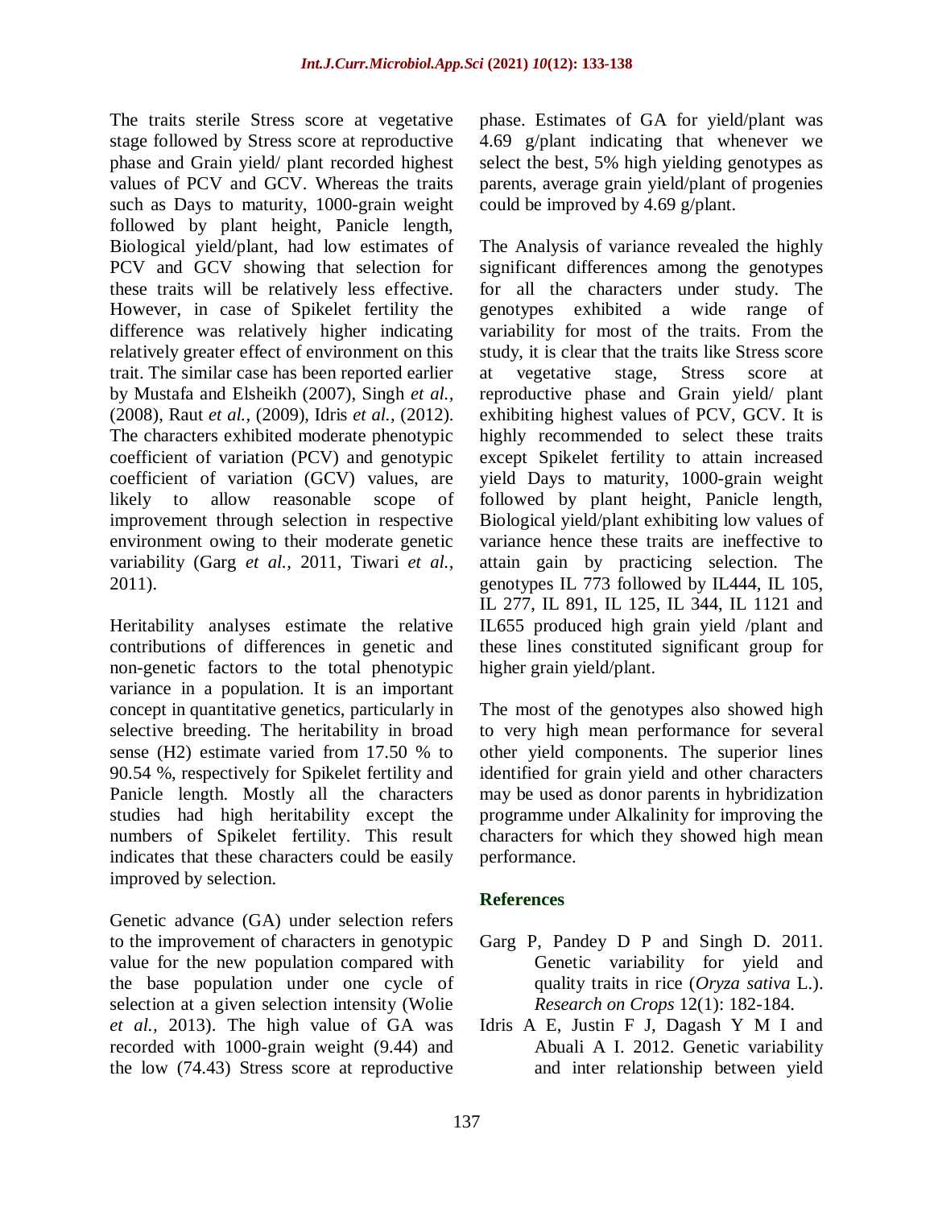The traits sterile Stress score at vegetative stage followed by Stress score at reproductive phase and Grain yield/ plant recorded highest values of PCV and GCV. Whereas the traits such as Days to maturity, 1000-grain weight followed by plant height, Panicle length, Biological yield/plant, had low estimates of PCV and GCV showing that selection for these traits will be relatively less effective. However, in case of Spikelet fertility the difference was relatively higher indicating relatively greater effect of environment on this trait. The similar case has been reported earlier by Mustafa and Elsheikh (2007), Singh *et al.,* (2008), Raut *et al.,* (2009), Idris *et al.,* (2012). The characters exhibited moderate phenotypic coefficient of variation (PCV) and genotypic coefficient of variation (GCV) values, are likely to allow reasonable scope of improvement through selection in respective environment owing to their moderate genetic variability (Garg *et al.,* 2011, Tiwari *et al.,* 2011).

Heritability analyses estimate the relative contributions of differences in genetic and non-genetic factors to the total phenotypic variance in a population. It is an important concept in quantitative genetics, particularly in selective breeding. The heritability in broad sense (H2) estimate varied from 17.50 % to 90.54 %, respectively for Spikelet fertility and Panicle length. Mostly all the characters studies had high heritability except the numbers of Spikelet fertility. This result indicates that these characters could be easily improved by selection.

Genetic advance (GA) under selection refers to the improvement of characters in genotypic value for the new population compared with the base population under one cycle of selection at a given selection intensity (Wolie *et al.,* 2013). The high value of GA was recorded with 1000-grain weight (9.44) and the low (74.43) Stress score at reproductive phase. Estimates of GA for yield/plant was 4.69 g/plant indicating that whenever we select the best, 5% high yielding genotypes as parents, average grain yield/plant of progenies could be improved by 4.69 g/plant.

The Analysis of variance revealed the highly significant differences among the genotypes for all the characters under study. The genotypes exhibited a wide range of variability for most of the traits. From the study, it is clear that the traits like Stress score at vegetative stage, Stress score at reproductive phase and Grain yield/ plant exhibiting highest values of PCV, GCV. It is highly recommended to select these traits except Spikelet fertility to attain increased yield Days to maturity, 1000-grain weight followed by plant height, Panicle length, Biological yield/plant exhibiting low values of variance hence these traits are ineffective to attain gain by practicing selection. The genotypes IL 773 followed by IL444, IL 105, IL 277, IL 891, IL 125, IL 344, IL 1121 and IL655 produced high grain yield /plant and these lines constituted significant group for higher grain yield/plant.

The most of the genotypes also showed high to very high mean performance for several other yield components. The superior lines identified for grain yield and other characters may be used as donor parents in hybridization programme under Alkalinity for improving the characters for which they showed high mean performance.

## References

Garg P, Pandey D P and Singh D. 2011. Genetic variability for yield and quality traits in rice (*Oryza sativa* L.). *Research on Crops* 12(1): 182-184.

Idris A E, Justin F J, Dagash Y M I and Abuali A I. 2012. Genetic variability and inter relationship between yield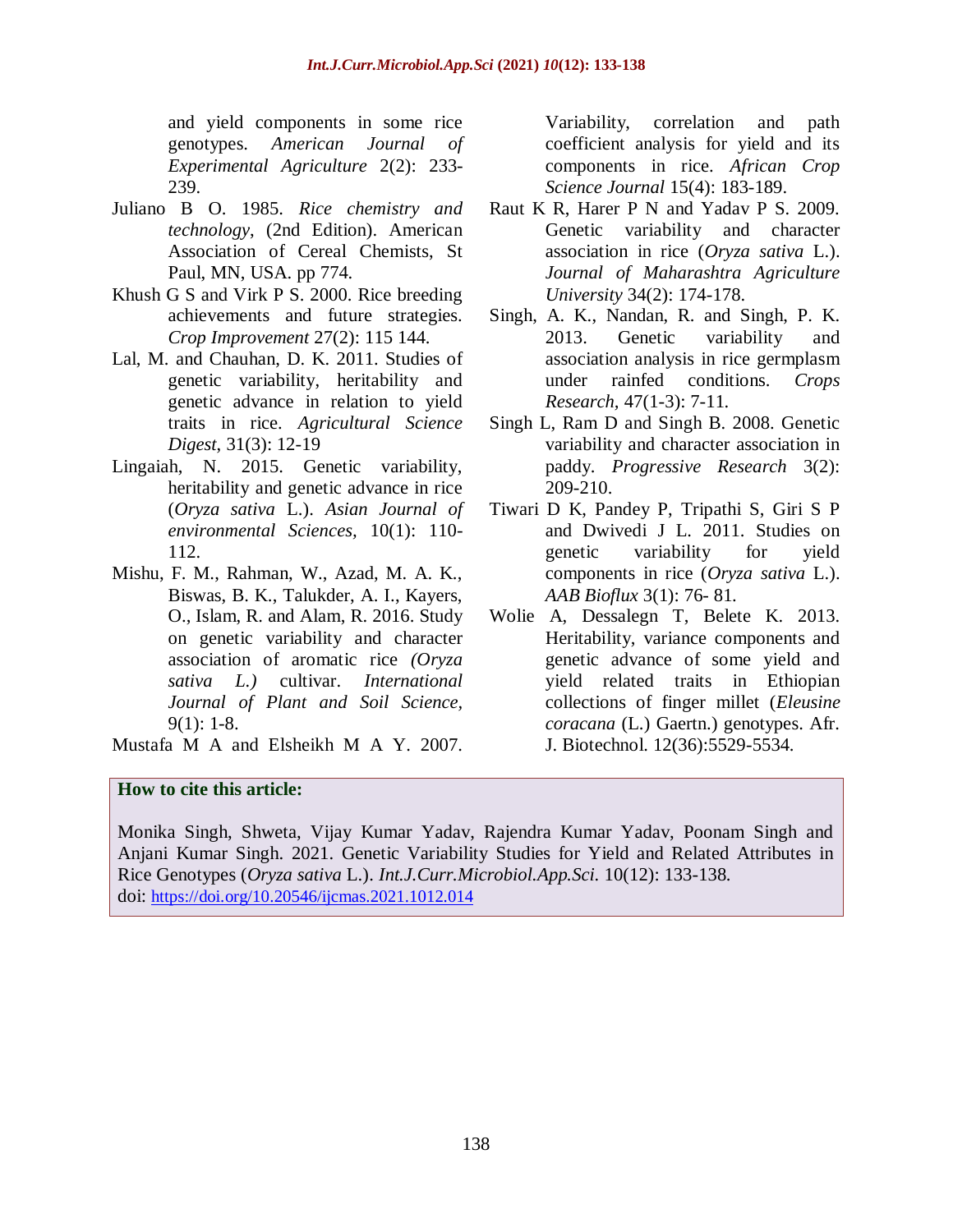and yield components in some rice genotypes. *American Journal of Experimental Agriculture* 2(2): 233-239.

Juliano B O. 1985. *Rice chemistry and technology*, (2nd Edition). American Association of Cereal Chemists, St Paul, MN, USA. pp 774.

Khush G S and Virk P S. 2000. Rice breeding achievements and future strategies. *Crop Improvement* 27(2): 115 144.

Lal, M. and Chauhan, D. K. 2011. Studies of genetic variability, heritability and genetic advance in relation to yield traits in rice. *Agricultural Science Digest*, 31(3): 12-19

Lingaiah, N. 2015. Genetic variability, heritability and genetic advance in rice (*Oryza sativa* L.). *Asian Journal of environmental Sciences*, 10(1): 110-112.

Mishu, F. M., Rahman, W., Azad, M. A. K., Biswas, B. K., Talukder, A. I., Kayers, O., Islam, R. and Alam, R. 2016. Study on genetic variability and character association of aromatic rice *(Oryza sativa L.)* cultivar. *International Journal of Plant and Soil Science*, 9(1): 1-8.

Mustafa M A and Elsheikh M A Y. 2007. Variability, correlation and path coefficient analysis for yield and its components in rice. *African Crop Science Journal* 15(4): 183-189.

Raut K R, Harer P N and Yadav P S. 2009. Genetic variability and character association in rice (*Oryza sativa* L.). *Journal of Maharashtra Agriculture University* 34(2): 174-178.

Singh, A. K., Nandan, R. and Singh, P. K. 2013. Genetic variability and association analysis in rice germplasm under rainfed conditions. *Crops Research*, 47(1-3): 7-11.

Singh L, Ram D and Singh B. 2008. Genetic variability and character association in paddy. *Progressive Research* 3(2): 209-210.

Tiwari D K, Pandey P, Tripathi S, Giri S P and Dwivedi J L. 2011. Studies on genetic variability for yield components in rice (*Oryza sativa* L.). *AAB Bioflux* 3(1): 76- 81.

Wolie A, Dessalegn T, Belete K. 2013. Heritability, variance components and genetic advance of some yield and yield related traits in Ethiopian collections of finger millet (*Eleusine coracana* (L.) Gaertn.) genotypes. Afr. J. Biotechnol. 12(36):5529-5534.

**How to cite this article:**

Monika Singh, Shweta, Vijay Kumar Yadav, Rajendra Kumar Yadav, Poonam Singh and Anjani Kumar Singh. 2021. Genetic Variability Studies for Yield and Related Attributes in Rice Genotypes (*Oryza sativa* L.). *Int.J.Curr.Microbiol.App.Sci.* 10(12): 133-138.
doi: https://doi.org/10.20546/ijcmas.2021.1012.014